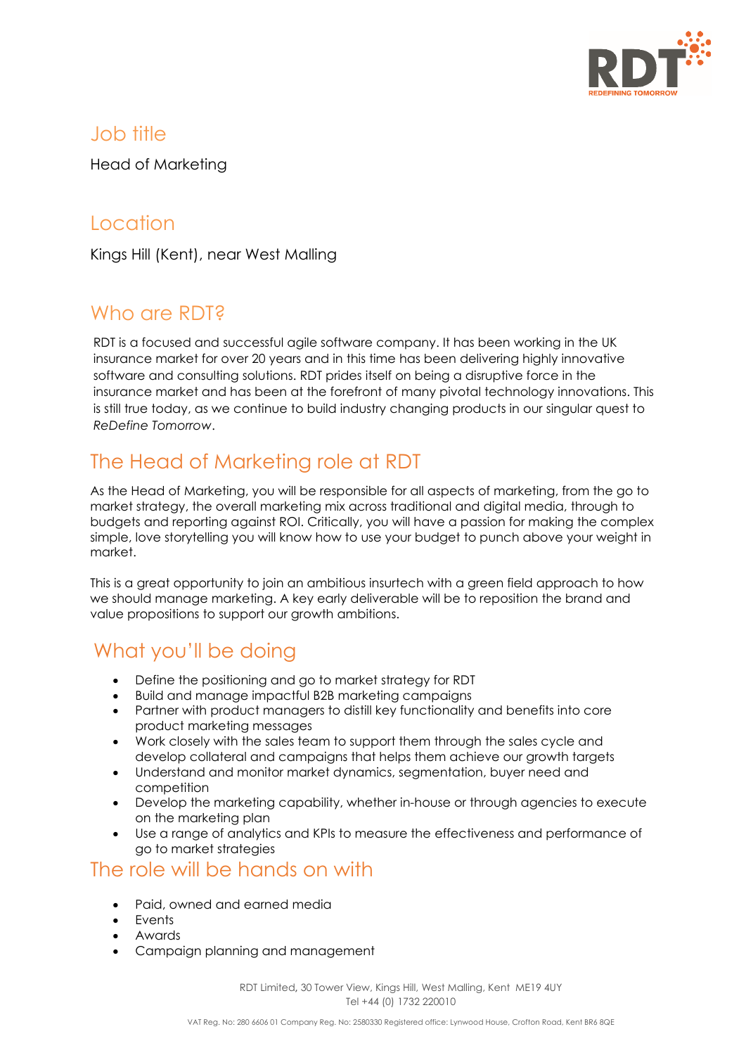## Job title

Head of Marketing

## Location

Kings Hill (Kent), near West Malling

## Who are RDT?

RDT is a focused and successful agile software company. It has been working in the UK insurance market for over 20 years and in this time has been delivering highly innovative software and consulting solutions. RDT prides itself on being a disruptive force in the insurance market and has been at the forefront of many pivotal technology innovations. This is still true today, as we continue to build industry changing products in our singular quest to *ReDefine Tomorrow*.

## The Head of Marketing role at RDT

As the Head of Marketing, you will be responsible for all aspects of marketing, from the go to market strategy, the overall marketing mix across traditional and digital media, through to budgets and reporting against ROI. Critically, you will have a passion for making the complex simple, love storytelling you will know how to use your budget to punch above your weight in market.

This is a great opportunity to join an ambitious insurtech with a green field approach to how we should manage marketing. A key early deliverable will be to reposition the brand and value propositions to support our growth ambitions.

## What you'll be doing

- Define the positioning and go to market strategy for RDT
- Build and manage impactful B2B marketing campaigns
- Partner with product managers to distill key functionality and benefits into core product marketing messages
- Work closely with the sales team to support them through the sales cycle and develop collateral and campaigns that helps them achieve our growth targets
- Understand and monitor market dynamics, segmentation, buyer need and competition
- Develop the marketing capability, whether in-house or through agencies to execute on the marketing plan
- Use a range of analytics and KPIs to measure the effectiveness and performance of go to market strategies

## The role will be hands on with

- Paid, owned and earned media
- Events
- Awards
- Campaign planning and management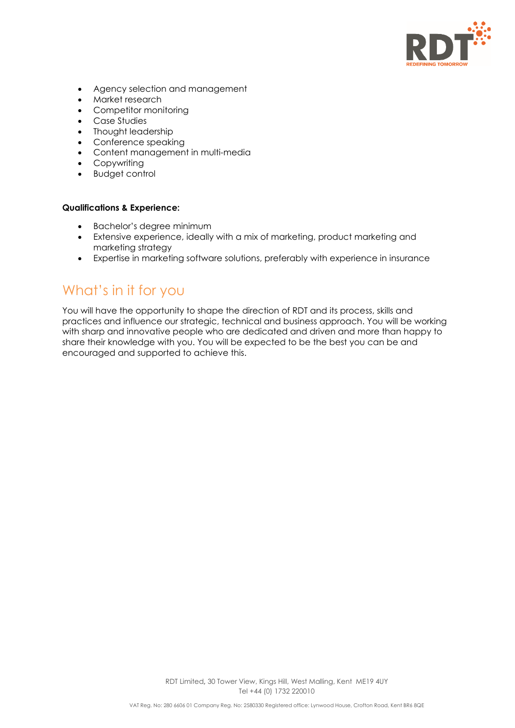- Agency selection and management
- Market research
- Competitor monitoring
- Case Studies
- Thought leadership
- Conference speaking
- Content management in multi-media
- Copywriting
- Budget control

**Qualifications & Experience:**

- Bachelor's degree minimum
- Extensive experience, ideally with a mix of marketing, product marketing and marketing strategy
- Expertise in marketing software solutions, preferably with experience in insurance

## What's in it for you

You will have the opportunity to shape the direction of RDT and its process, skills and practices and influence our strategic, technical and business approach. You will be working with sharp and innovative people who are dedicated and driven and more than happy to share their knowledge with you. You will be expected to be the best you can be and encouraged and supported to achieve this.